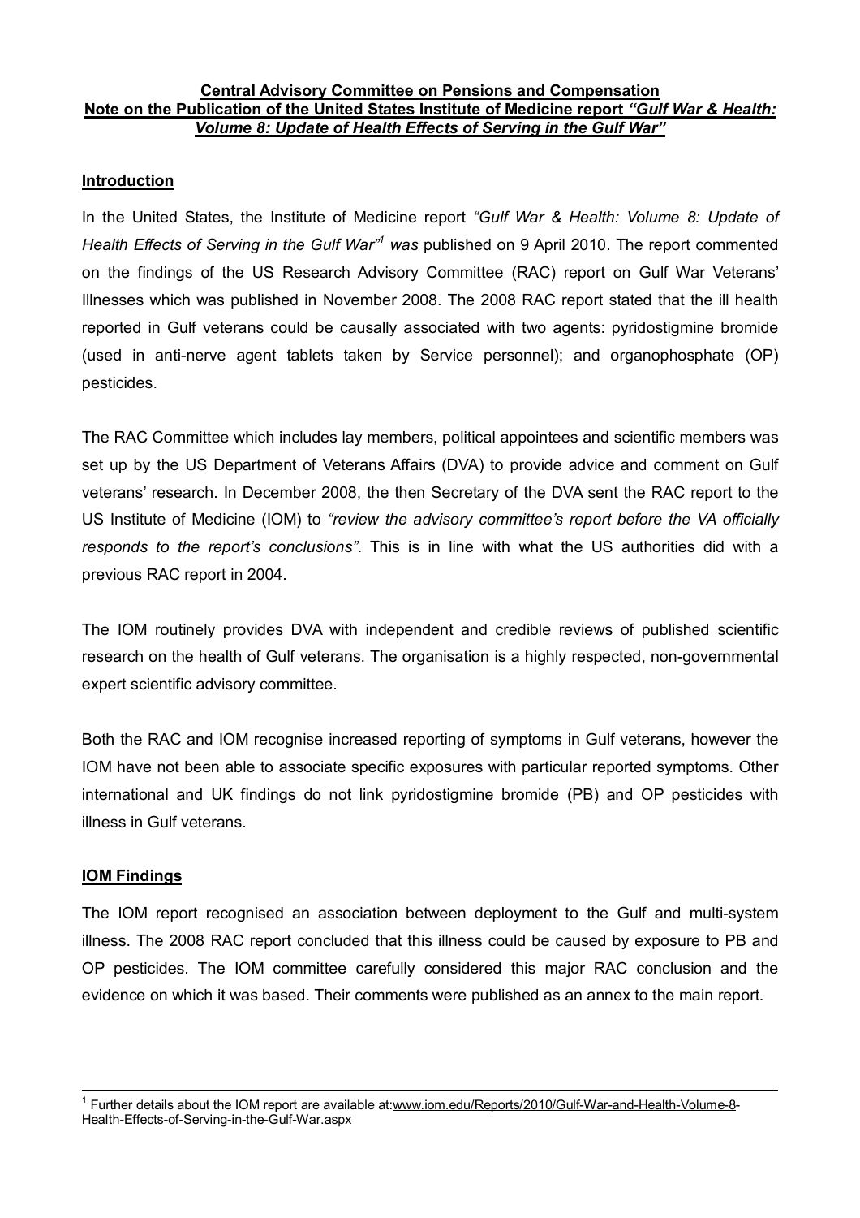**Central Advisory Committee on Pensions and Compensation**
**Note on the Publication of the United States Institute of Medicine report *"Gulf War & Health: Volume 8: Update of Health Effects of Serving in the Gulf War"***

## Introduction

In the United States, the Institute of Medicine report *"Gulf War & Health: Volume 8: Update of Health Effects of Serving in the Gulf War"*[1] *was* published on 9 April 2010. The report commented on the findings of the US Research Advisory Committee (RAC) report on Gulf War Veterans' Illnesses which was published in November 2008. The 2008 RAC report stated that the ill health reported in Gulf veterans could be causally associated with two agents: pyridostigmine bromide (used in anti-nerve agent tablets taken by Service personnel); and organophosphate (OP) pesticides.

The RAC Committee which includes lay members, political appointees and scientific members was set up by the US Department of Veterans Affairs (DVA) to provide advice and comment on Gulf veterans' research. In December 2008, the then Secretary of the DVA sent the RAC report to the US Institute of Medicine (IOM) to *"review the advisory committee's report before the VA officially responds to the report's conclusions"*. This is in line with what the US authorities did with a previous RAC report in 2004.

The IOM routinely provides DVA with independent and credible reviews of published scientific research on the health of Gulf veterans. The organisation is a highly respected, non-governmental expert scientific advisory committee.

Both the RAC and IOM recognise increased reporting of symptoms in Gulf veterans, however the IOM have not been able to associate specific exposures with particular reported symptoms. Other international and UK findings do not link pyridostigmine bromide (PB) and OP pesticides with illness in Gulf veterans.

## IOM Findings

The IOM report recognised an association between deployment to the Gulf and multi-system illness. The 2008 RAC report concluded that this illness could be caused by exposure to PB and OP pesticides. The IOM committee carefully considered this major RAC conclusion and the evidence on which it was based. Their comments were published as an annex to the main report.

---

[1] Further details about the IOM report are available at: www.iom.edu/Reports/2010/Gulf-War-and-Health-Volume-8-Health-Effects-of-Serving-in-the-Gulf-War.aspx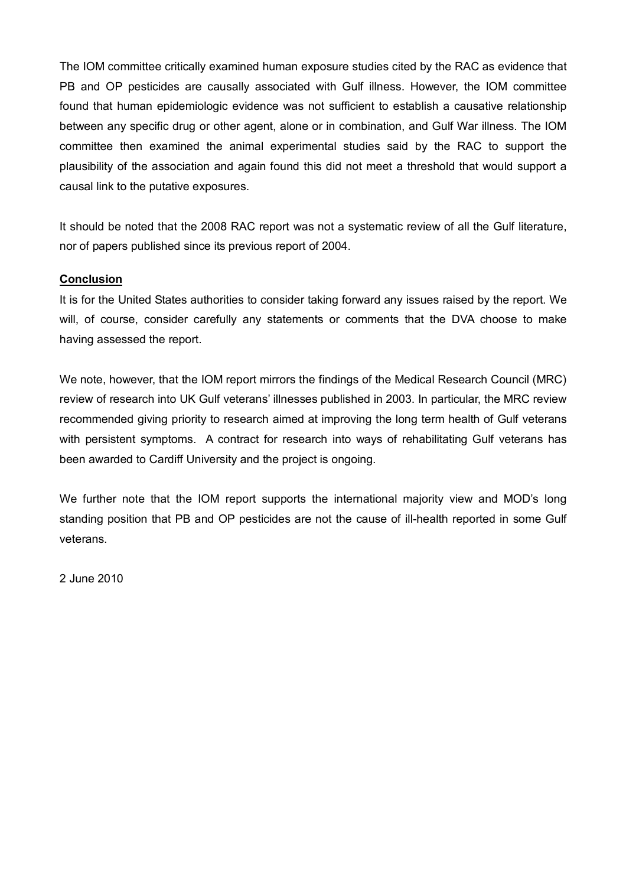The IOM committee critically examined human exposure studies cited by the RAC as evidence that PB and OP pesticides are causally associated with Gulf illness. However, the IOM committee found that human epidemiologic evidence was not sufficient to establish a causative relationship between any specific drug or other agent, alone or in combination, and Gulf War illness. The IOM committee then examined the animal experimental studies said by the RAC to support the plausibility of the association and again found this did not meet a threshold that would support a causal link to the putative exposures.

It should be noted that the 2008 RAC report was not a systematic review of all the Gulf literature, nor of papers published since its previous report of 2004.

**Conclusion**

It is for the United States authorities to consider taking forward any issues raised by the report. We will, of course, consider carefully any statements or comments that the DVA choose to make having assessed the report.

We note, however, that the IOM report mirrors the findings of the Medical Research Council (MRC) review of research into UK Gulf veterans' illnesses published in 2003. In particular, the MRC review recommended giving priority to research aimed at improving the long term health of Gulf veterans with persistent symptoms. A contract for research into ways of rehabilitating Gulf veterans has been awarded to Cardiff University and the project is ongoing.

We further note that the IOM report supports the international majority view and MOD's long standing position that PB and OP pesticides are not the cause of ill-health reported in some Gulf veterans.

2 June 2010